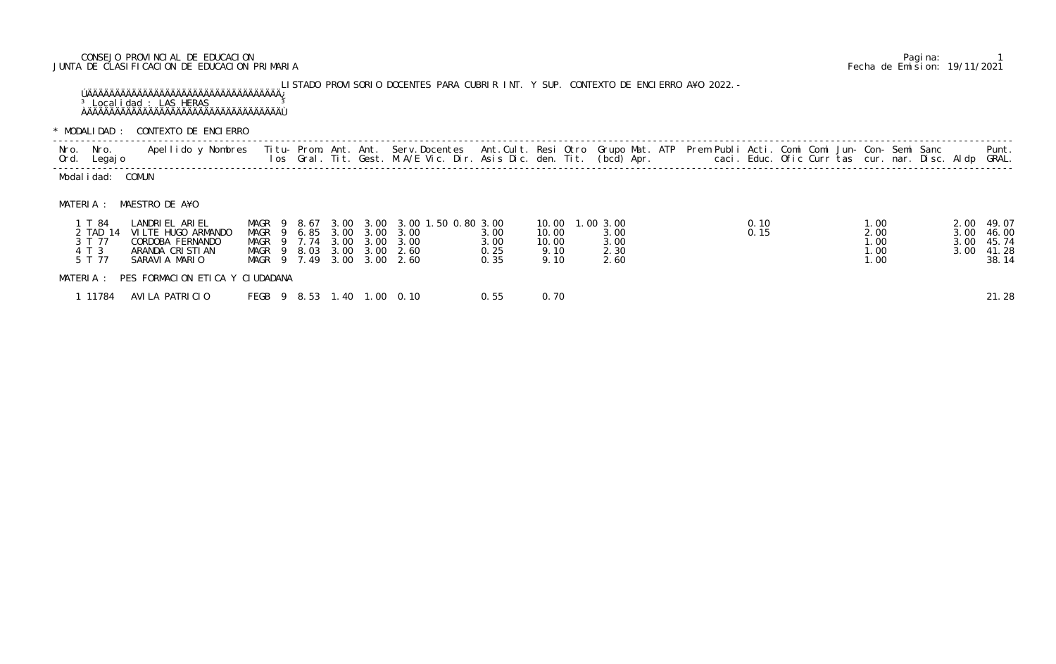CONSEJO PROVINCIAL DE EDUCACION
JUNTA DE CLASIFICACION DE EDUCACION PRIMARIA

Fecha de Emision: 19/11/2021

LISTADO PROVISORIO DOCENTES PARA CUBRIR INT. Y SUP. CONTEXTO DE ENCIERRO A¥O 2022.-

Localidad : LAS HERAS

\* MODALIDAD : CONTEXTO DE ENCIERRO

Modalidad: COMUN

MATERIA : MAESTRO DE A¥O

| Nro. Ord. | Nro. Legajo | Apellido y Nombres | Titulos | Prom. Gral. | Ant. Tit. | Ant. Gest. | Serv.Docentes M.A/E | Vic. | Dir. | Ant.Cult. Asis | Resi Dic. | Otro den. | Grupo Tit. (bcd) | Mat. Apr. | ATP | Prem | Publi caci. | Acti. Educ. | Comi Ofic | Comi Curr | Jun- tas | Con- cur. | Semi nar. | Sanc Disc. | Aldp | Punt. GRAL. |
|---|---|---|---|---|---|---|---|---|---|---|---|---|---|---|---|---|---|---|---|---|---|---|---|---|---|---|
| 1 | T 84 | LANDRIEL ARIEL | MAGR 9 | 8.67 | 3.00 | 3.00 | 3.00 | 1.50 | 0.80 | 3.00 | 10.00 | 1.00 | 3.00 | | | | | 0.10 | | | | 1.00 | | | 2.00 | 49.07 |
| 2 | TAD 14 | VILTE HUGO ARMANDO | MAGR 9 | 6.85 | 3.00 | 3.00 | 3.00 | | | 3.00 | 10.00 | | 3.00 | | | | | 0.15 | | | | 2.00 | | | 3.00 | 46.00 |
| 3 | T 77 | CORDOBA FERNANDO | MAGR 9 | 7.74 | 3.00 | 3.00 | 3.00 | | | 3.00 | 10.00 | | 3.00 | | | | | | | | | 1.00 | | | 3.00 | 45.74 |
| 4 | T 3 | ARANDA CRISTIAN | MAGR 9 | 8.03 | 3.00 | 3.00 | 2.60 | | | 0.25 | 9.10 | | 2.30 | | | | | | | | | 1.00 | | | 3.00 | 41.28 |
| 5 | T 77 | SARAVIA MARIO | MAGR 9 | 7.49 | 3.00 | 3.00 | 2.60 | | | 0.35 | 9.10 | | 2.60 | | | | | | | | | 1.00 | | | | 38.14 |

MATERIA : PES FORMACION ETICA Y CIUDADANA

| Nro. Ord. | Nro. Legajo | Apellido y Nombres | Titulos | Prom. Gral. | Ant. Tit. | Ant. Gest. | Serv.Docentes M.A/E | Vic. | Dir. | Ant.Cult. Asis | Resi Dic. | Otro den. | Grupo Tit. (bcd) | Mat. Apr. | ATP | Prem | Publi caci. | Acti. Educ. | Comi Ofic | Comi Curr | Jun- tas | Con- cur. | Semi nar. | Sanc Disc. | Aldp | Punt. GRAL. |
|---|---|---|---|---|---|---|---|---|---|---|---|---|---|---|---|---|---|---|---|---|---|---|---|---|---|---|
| 1 | 11784 | AVILA PATRICIO | FEGB 9 | 8.53 | 1.40 | 1.00 | 0.10 | | | 0.55 | 0.70 | | | | | | | | | | | | | | | 21.28 |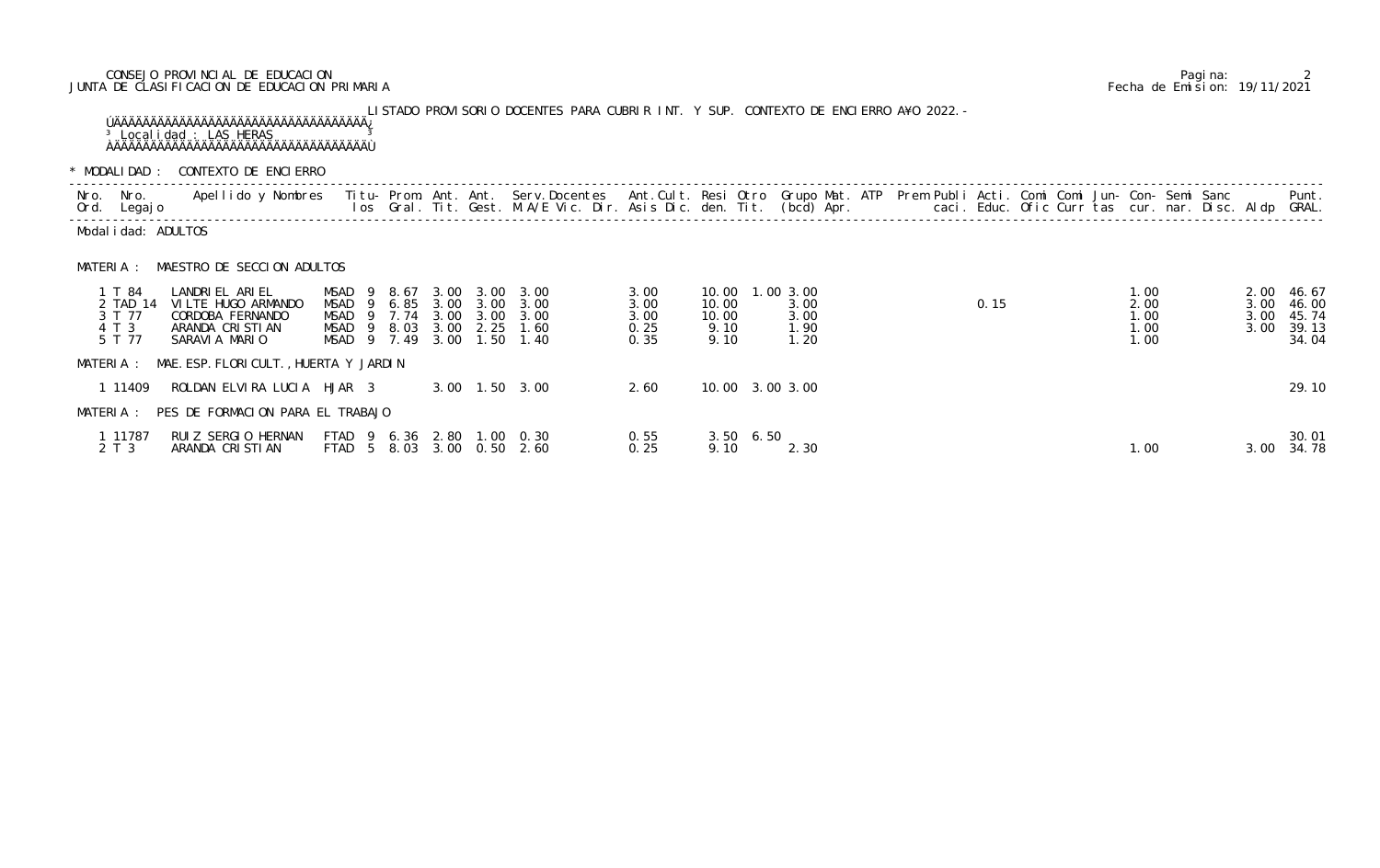CONSEJO PROVINCIAL DE EDUCACION
JUNTA DE CLASIFICACION DE EDUCACION PRIMARIA

Fecha de Emision: 19/11/2021

LISTADO PROVISORIO DOCENTES PARA CUBRIR INT. Y SUP. CONTEXTO DE ENCIERRO A¥O 2022.-

Localidad : LAS HERAS

\* MODALIDAD : CONTEXTO DE ENCIERRO

Modalidad: ADULTOS

MATERIA : MAESTRO DE SECCION ADULTOS

| Nro. Ord. | Nro. Legajo | Apellido y Nombres | Titu-los | Prom. Gral. | Ant. Tit. | Ant. Gest. | Serv.Docentes M.A/E Vic. Dir. | Ant.Cult. Asis Dic. | Resi den. | Otro Tit. | Grupo Mat. (bcd) | ATP Apr. | Prem | Publi caci. | Acti. Educ. | Comi Ofic | Comi Curr | Jun-tas | Con-cur. | Semi nar. | Sanc Disc. | Aldp | Punt. GRAL. |
|---|---|---|---|---|---|---|---|---|---|---|---|---|---|---|---|---|---|---|---|---|---|---|---|
| 1 | T 84 | LANDRIEL ARIEL | MSAD 9 | 8.67 | 3.00 | 3.00 | 3.00 | 3.00 | 10.00 | 1.00 | 3.00 | | | | | | | | 1.00 | | | 2.00 | 46.67 |
| 2 | TAD 14 | VILTE HUGO ARMANDO | MSAD 9 | 6.85 | 3.00 | 3.00 | 3.00 | 3.00 | 10.00 | | 3.00 | | | | 0.15 | | | | 2.00 | | | 3.00 | 46.00 |
| 3 | T 77 | CORDOBA FERNANDO | MSAD 9 | 7.74 | 3.00 | 3.00 | 3.00 | 3.00 | 10.00 | | 3.00 | | | | | | | | 1.00 | | | 3.00 | 45.74 |
| 4 | T 3 | ARANDA CRISTIAN | MSAD 9 | 8.03 | 3.00 | 2.25 | 1.60 | 0.25 | 9.10 | | 1.90 | | | | | | | | 1.00 | | | 3.00 | 39.13 |
| 5 | T 77 | SARAVIA MARIO | MSAD 9 | 7.49 | 3.00 | 1.50 | 1.40 | 0.35 | 9.10 | | 1.20 | | | | | | | | 1.00 | | | | 34.04 |

MATERIA : MAE.ESP.FLORICULT.,HUERTA Y JARDIN

| Nro. Ord. | Nro. Legajo | Apellido y Nombres | Titu-los | Prom. Gral. | Ant. Tit. | Ant. Gest. | Serv.Docentes M.A/E Vic. Dir. | Ant.Cult. Asis Dic. | Resi den. | Otro Tit. | Grupo Mat. (bcd) | ATP Apr. | Prem | Publi caci. | Acti. Educ. | Comi Ofic | Comi Curr | Jun-tas | Con-cur. | Semi nar. | Sanc Disc. | Aldp | Punt. GRAL. |
|---|---|---|---|---|---|---|---|---|---|---|---|---|---|---|---|---|---|---|---|---|---|---|---|
| 1 | 11409 | ROLDAN ELVIRA LUCIA | HJAR 3 | | 3.00 | 1.50 | 3.00 | 2.60 | 10.00 | 3.00 | 3.00 | | | | | | | | | | | | 29.10 |

MATERIA : PES DE FORMACION PARA EL TRABAJO

| Nro. Ord. | Nro. Legajo | Apellido y Nombres | Titu-los | Prom. Gral. | Ant. Tit. | Ant. Gest. | Serv.Docentes M.A/E Vic. Dir. | Ant.Cult. Asis Dic. | Resi den. | Otro Tit. | Grupo Mat. (bcd) | ATP Apr. | Prem | Publi caci. | Acti. Educ. | Comi Ofic | Comi Curr | Jun-tas | Con-cur. | Semi nar. | Sanc Disc. | Aldp | Punt. GRAL. |
|---|---|---|---|---|---|---|---|---|---|---|---|---|---|---|---|---|---|---|---|---|---|---|---|
| 1 | 11787 | RUIZ SERGIO HERNAN | FTAD 9 | 6.36 | 2.80 | 1.00 | 0.30 | 0.55 | 3.50 | 6.50 | | | | | | | | | | | | | 30.01 |
| 2 | T 3 | ARANDA CRISTIAN | FTAD 5 | 8.03 | 3.00 | 0.50 | 2.60 | 0.25 | 9.10 | | 2.30 | | | | | | | | 1.00 | | | 3.00 | 34.78 |